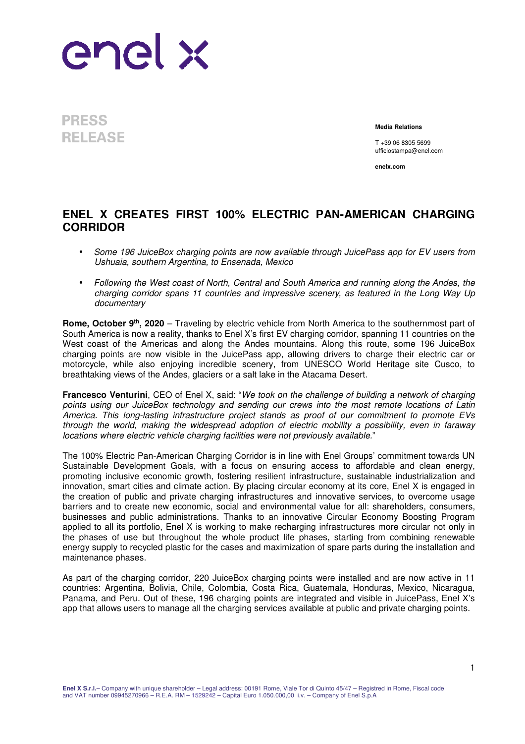# PRESS RELEASE

**Media Relations**

T +39 06 8305 5699
ufficiostampa@enel.com

**enelx.com**

## ENEL X CREATES FIRST 100% ELECTRIC PAN-AMERICAN CHARGING CORRIDOR

- *Some 196 JuiceBox charging points are now available through JuicePass app for EV users from Ushuaia, southern Argentina, to Ensenada, Mexico*
- *Following the West coast of North, Central and South America and running along the Andes, the charging corridor spans 11 countries and impressive scenery, as featured in the Long Way Up documentary*

**Rome, October 9th, 2020** – Traveling by electric vehicle from North America to the southernmost part of South America is now a reality, thanks to Enel X's first EV charging corridor, spanning 11 countries on the West coast of the Americas and along the Andes mountains. Along this route, some 196 JuiceBox charging points are now visible in the JuicePass app, allowing drivers to charge their electric car or motorcycle, while also enjoying incredible scenery, from UNESCO World Heritage site Cusco, to breathtaking views of the Andes, glaciers or a salt lake in the Atacama Desert.

**Francesco Venturini**, CEO of Enel X, said: "*We took on the challenge of building a network of charging points using our JuiceBox technology and sending our crews into the most remote locations of Latin America. This long-lasting infrastructure project stands as proof of our commitment to promote EVs through the world, making the widespread adoption of electric mobility a possibility, even in faraway locations where electric vehicle charging facilities were not previously available.*"

The 100% Electric Pan-American Charging Corridor is in line with Enel Groups' commitment towards UN Sustainable Development Goals, with a focus on ensuring access to affordable and clean energy, promoting inclusive economic growth, fostering resilient infrastructure, sustainable industrialization and innovation, smart cities and climate action. By placing circular economy at its core, Enel X is engaged in the creation of public and private charging infrastructures and innovative services, to overcome usage barriers and to create new economic, social and environmental value for all: shareholders, consumers, businesses and public administrations. Thanks to an innovative Circular Economy Boosting Program applied to all its portfolio, Enel X is working to make recharging infrastructures more circular not only in the phases of use but throughout the whole product life phases, starting from combining renewable energy supply to recycled plastic for the cases and maximization of spare parts during the installation and maintenance phases.

As part of the charging corridor, 220 JuiceBox charging points were installed and are now active in 11 countries: Argentina, Bolivia, Chile, Colombia, Costa Rica, Guatemala, Honduras, Mexico, Nicaragua, Panama, and Peru. Out of these, 196 charging points are integrated and visible in JuicePass, Enel X's app that allows users to manage all the charging services available at public and private charging points.

**Enel X S.r.l.**– Company with unique shareholder – Legal address: 00191 Rome, Viale Tor di Quinto 45/47 – Registred in Rome, Fiscal code and VAT number 09945270966 – R.E.A. RM – 1529242 – Capital Euro 1.050.000,00 i.v. – Company of Enel S.p.A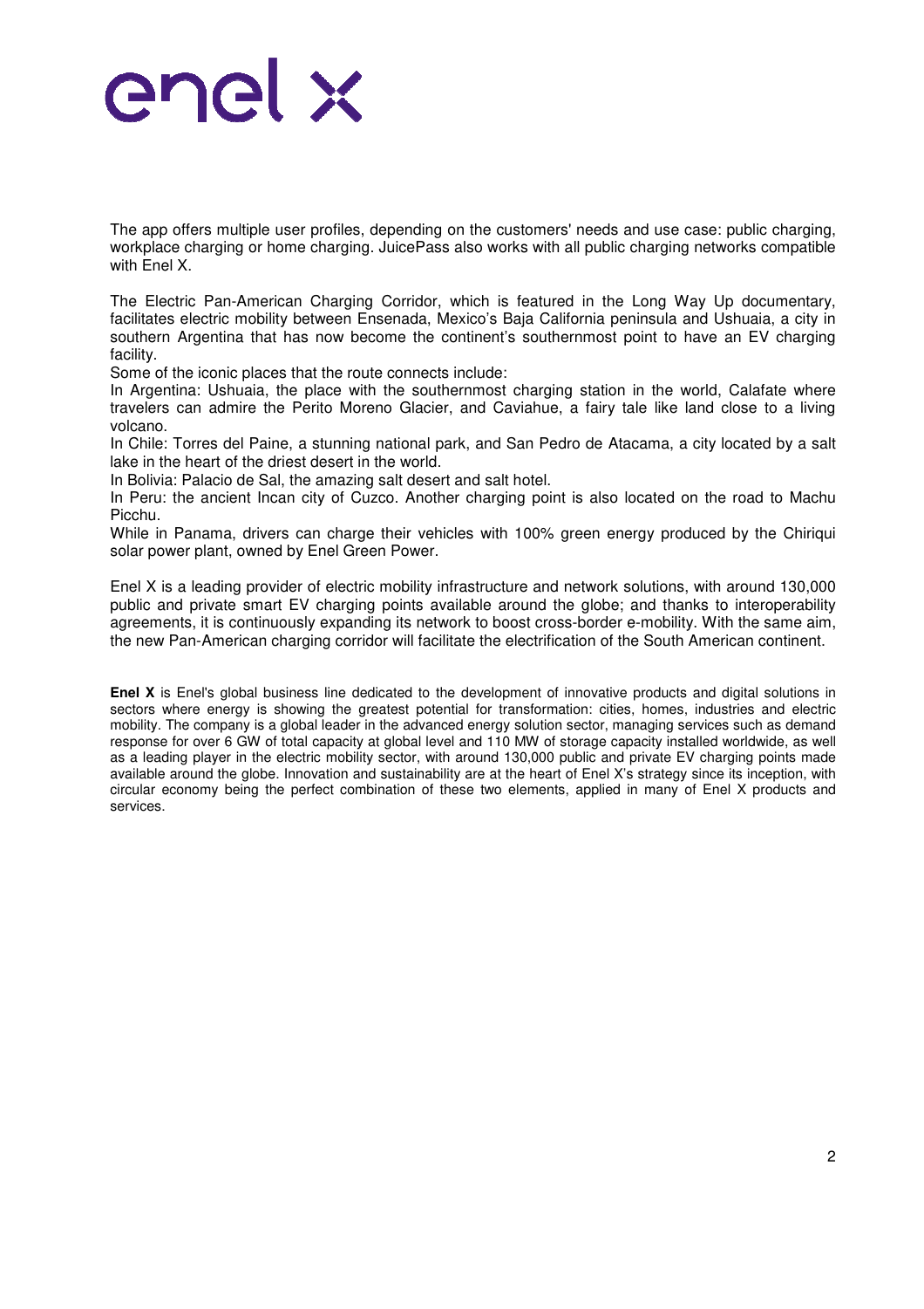The app offers multiple user profiles, depending on the customers' needs and use case: public charging, workplace charging or home charging. JuicePass also works with all public charging networks compatible with Enel X.

The Electric Pan-American Charging Corridor, which is featured in the Long Way Up documentary, facilitates electric mobility between Ensenada, Mexico's Baja California peninsula and Ushuaia, a city in southern Argentina that has now become the continent's southernmost point to have an EV charging facility.

Some of the iconic places that the route connects include:

In Argentina: Ushuaia, the place with the southernmost charging station in the world, Calafate where travelers can admire the Perito Moreno Glacier, and Caviahue, a fairy tale like land close to a living volcano.

In Chile: Torres del Paine, a stunning national park, and San Pedro de Atacama, a city located by a salt lake in the heart of the driest desert in the world.

In Bolivia: Palacio de Sal, the amazing salt desert and salt hotel.

In Peru: the ancient Incan city of Cuzco. Another charging point is also located on the road to Machu Picchu.

While in Panama, drivers can charge their vehicles with 100% green energy produced by the Chiriqui solar power plant, owned by Enel Green Power.

Enel X is a leading provider of electric mobility infrastructure and network solutions, with around 130,000 public and private smart EV charging points available around the globe; and thanks to interoperability agreements, it is continuously expanding its network to boost cross-border e-mobility. With the same aim, the new Pan-American charging corridor will facilitate the electrification of the South American continent.

**Enel X** is Enel's global business line dedicated to the development of innovative products and digital solutions in sectors where energy is showing the greatest potential for transformation: cities, homes, industries and electric mobility. The company is a global leader in the advanced energy solution sector, managing services such as demand response for over 6 GW of total capacity at global level and 110 MW of storage capacity installed worldwide, as well as a leading player in the electric mobility sector, with around 130,000 public and private EV charging points made available around the globe. Innovation and sustainability are at the heart of Enel X's strategy since its inception, with circular economy being the perfect combination of these two elements, applied in many of Enel X products and services.